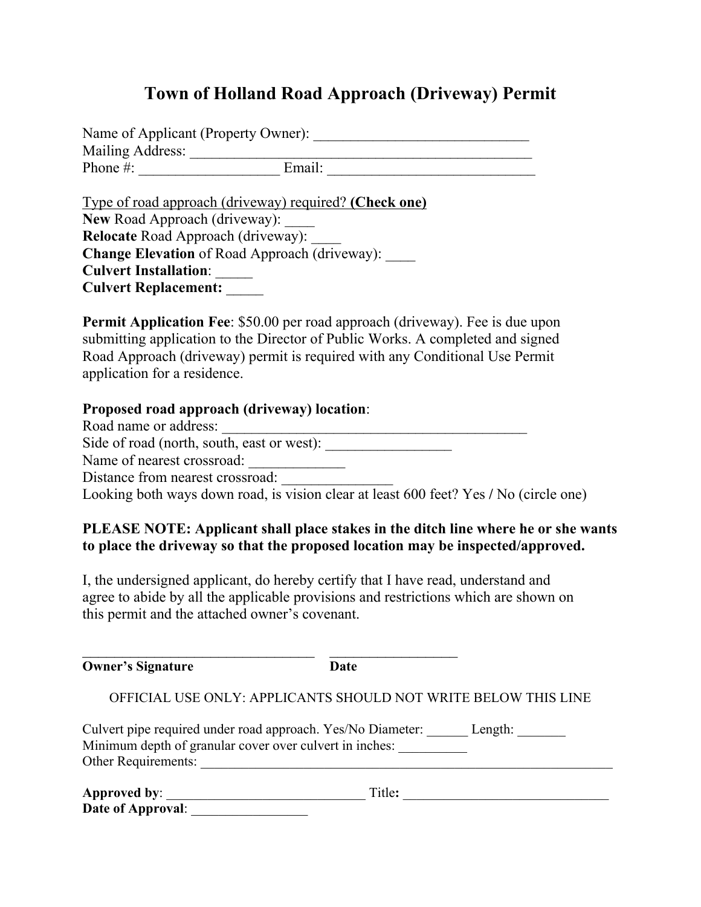# Town of Holland Road Approach (Driveway) Permit

Name of Applicant (Property Owner): ______________________________
Mailing Address: ________________________________________________
Phone #: ___________________ Email: ____________________________

<u>Type of road approach (driveway) required?</u> **<u>(Check one)</u>**
**New** Road Approach (driveway): ____
**Relocate** Road Approach (driveway): ____
**Change Elevation** of Road Approach (driveway): ____
**Culvert Installation**: _____
**Culvert Replacement:** _____

**Permit Application Fee**: $50.00 per road approach (driveway). Fee is due upon submitting application to the Director of Public Works. A completed and signed Road Approach (driveway) permit is required with any Conditional Use Permit application for a residence.

**Proposed road approach (driveway) location**:
Road name or address: ___________________________________________
Side of road (north, south, east or west): _________________
Name of nearest crossroad: _____________
Distance from nearest crossroad: _______________
Looking both ways down road, is vision clear at least 600 feet? Yes / No (circle one)

**PLEASE NOTE: Applicant shall place stakes in the ditch line where he or she wants to place the driveway so that the proposed location may be inspected/approved.**

I, the undersigned applicant, do hereby certify that I have read, understand and agree to abide by all the applicable provisions and restrictions which are shown on this permit and the attached owner's covenant.

__________________________________ __________________
**Owner's Signature** **Date**

OFFICIAL USE ONLY: APPLICANTS SHOULD NOT WRITE BELOW THIS LINE

Culvert pipe required under road approach. Yes/No Diameter: ______ Length: _______
Minimum depth of granular cover over culvert in inches: __________
Other Requirements: _____________________________________________________________

**Approved by**: _____________________________ Title**:** ______________________________
**Date of Approval**: _________________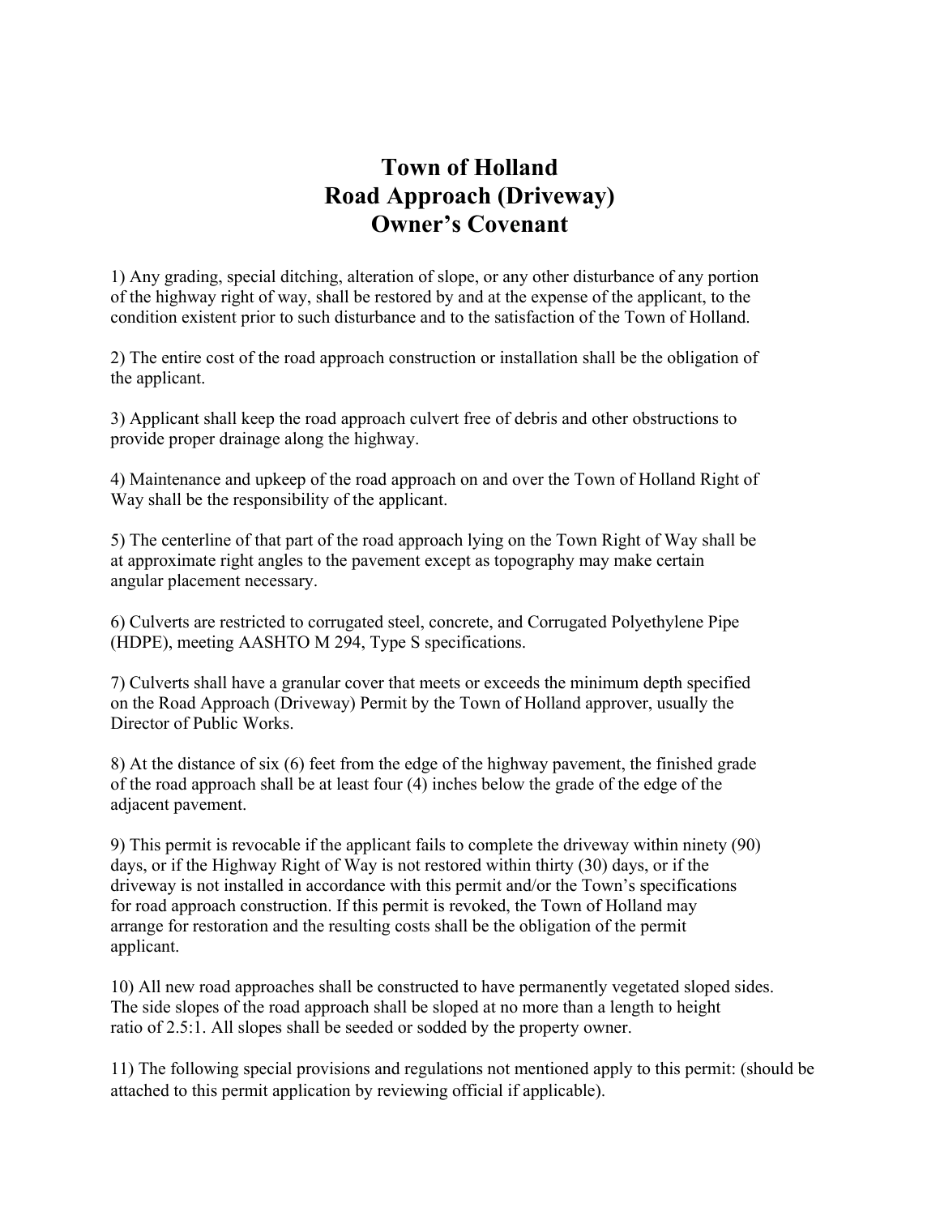# Town of Holland
# Road Approach (Driveway)
# Owner's Covenant

1) Any grading, special ditching, alteration of slope, or any other disturbance of any portion of the highway right of way, shall be restored by and at the expense of the applicant, to the condition existent prior to such disturbance and to the satisfaction of the Town of Holland.

2) The entire cost of the road approach construction or installation shall be the obligation of the applicant.

3) Applicant shall keep the road approach culvert free of debris and other obstructions to provide proper drainage along the highway.

4) Maintenance and upkeep of the road approach on and over the Town of Holland Right of Way shall be the responsibility of the applicant.

5) The centerline of that part of the road approach lying on the Town Right of Way shall be at approximate right angles to the pavement except as topography may make certain angular placement necessary.

6) Culverts are restricted to corrugated steel, concrete, and Corrugated Polyethylene Pipe (HDPE), meeting AASHTO M 294, Type S specifications.

7) Culverts shall have a granular cover that meets or exceeds the minimum depth specified on the Road Approach (Driveway) Permit by the Town of Holland approver, usually the Director of Public Works.

8) At the distance of six (6) feet from the edge of the highway pavement, the finished grade of the road approach shall be at least four (4) inches below the grade of the edge of the adjacent pavement.

9) This permit is revocable if the applicant fails to complete the driveway within ninety (90) days, or if the Highway Right of Way is not restored within thirty (30) days, or if the driveway is not installed in accordance with this permit and/or the Town's specifications for road approach construction. If this permit is revoked, the Town of Holland may arrange for restoration and the resulting costs shall be the obligation of the permit applicant.

10) All new road approaches shall be constructed to have permanently vegetated sloped sides. The side slopes of the road approach shall be sloped at no more than a length to height ratio of 2.5:1. All slopes shall be seeded or sodded by the property owner.

11) The following special provisions and regulations not mentioned apply to this permit: (should be attached to this permit application by reviewing official if applicable).